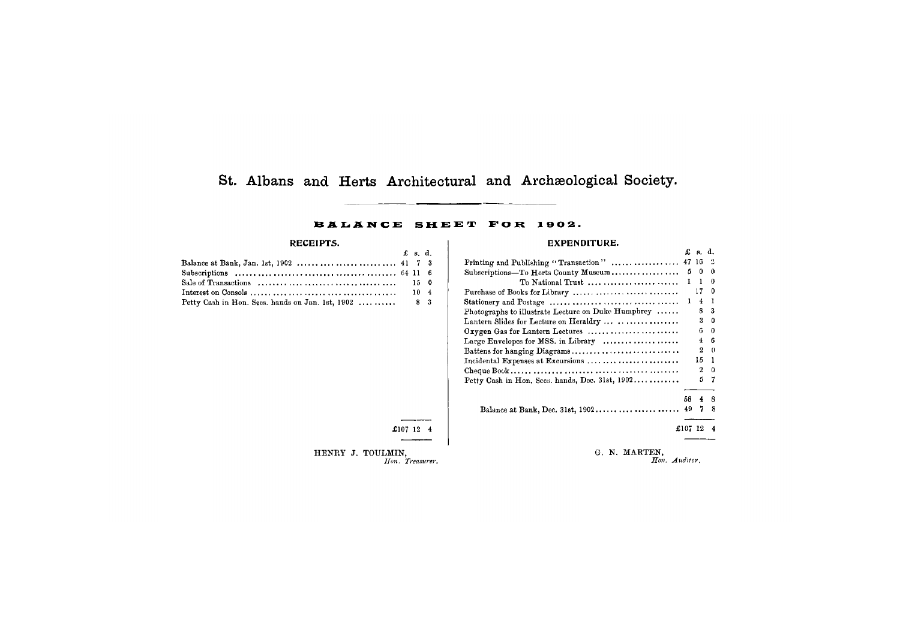# St. Albans and Herts Architectural and Archæological Society.

## BALANCE SHEET FOR 1902.

### RECEIPTS.

| | £ | s. | d. |
|---|---|---|---|
| Balance at Bank, Jan. 1st, 1902 | 41 | 7 | 3 |
| Subscriptions | 64 | 11 | 6 |
| Sale of Transactions | | 15 | 0 |
| Interest on Consols | | 10 | 4 |
| Petty Cash in Hon. Secs. hands on Jan. 1st, 1902 | | 8 | 3 |
| | £107 | 12 | 4 |

HENRY J. TOULMIN,
*Hon. Treasurer.*

### EXPENDITURE.

| | £ | s. | d. |
|---|---|---|---|
| Printing and Publishing "Transaction" | 47 | 16 | 2 |
| Subscriptions—To Herts County Museum | 5 | 0 | 0 |
| To National Trust | 1 | 1 | 0 |
| Purchase of Books for Library | | 17 | 0 |
| Stationery and Postage | 1 | 4 | 1 |
| Photographs to illustrate Lecture on Duke Humphrey | | 8 | 3 |
| Lantern Slides for Lecture on Heraldry | | 3 | 0 |
| Oxygen Gas for Lantern Lectures | | 6 | 0 |
| Large Envelopes for MSS. in Library | | 4 | 6 |
| Battens for hanging Diagrams | | 2 | 0 |
| Incidental Expenses at Excursions | | 15 | 1 |
| Cheque Book | | 2 | 0 |
| Petty Cash in Hon. Secs. hands, Dec. 31st, 1902 | | 5 | 7 |
| | 58 | 4 | 8 |
| Balance at Bank, Dec. 31st, 1902 | 49 | 7 | 8 |
| | £107 | 12 | 4 |

G. N. MARTEN,
*Hon. Auditor.*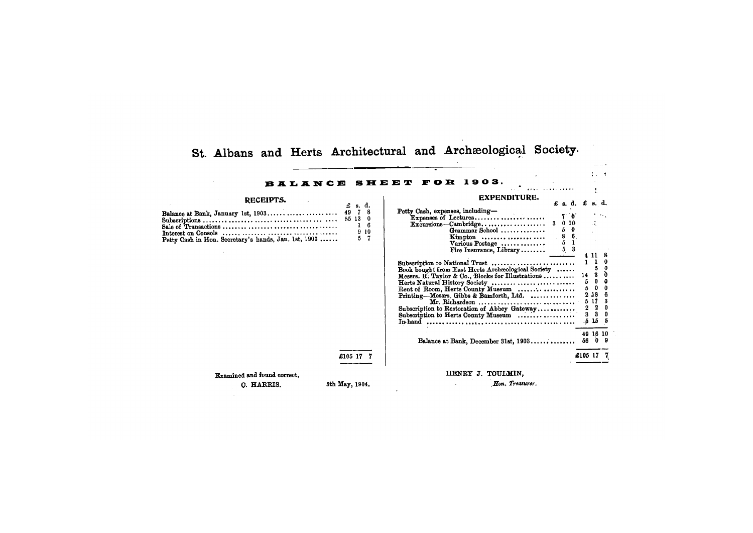# St. Albans and Herts Architectural and Archæological Society.

## BALANCE SHEET FOR 1903.

### RECEIPTS.

| | £ | s. | d. |
|---|---|---|---|
| Balance at Bank, January 1st, 1903 | 49 | 7 | 8 |
| Subscriptions | 55 | 13 | 0 |
| Sale of Transactions | | 1 | 6 |
| Interest on Consols | | 9 | 10 |
| Petty Cash in Hon. Secretary's hands, Jan. 1st, 1903 | | 5 | 7 |
| | £105 | 17 | 7 |

### EXPENDITURE.

| | £ | s. | d. | £ | s. | d. |
|---|---|---|---|---|---|---|
| Petty Cash, expenses, including— | | | | | | |
| Expenses of Lectures | | 7 | 0 | | | |
| Excursions—Cambridge | 3 | 0 | 10 | | | |
| Grammar School | | 5 | 0 | | | |
| Kimpton | | 8 | 6 | | | |
| Various Postage | | 5 | 1 | | | |
| Fire Insurance, Library | | 5 | 3 | | | |
| | | | | 4 | 11 | 8 |
| Subscription to National Trust | | | | 1 | 1 | 0 |
| Book bought from East Herts Archæological Society | | | | | 5 | 0 |
| Messrs. R. Taylor & Co., Blocks for Illustrations | | | | 14 | 3 | 6 |
| Herts Natural History Society | | | | 5 | 0 | 0 |
| Rent of Room, Herts County Museum | | | | 5 | 0 | 0 |
| Printing—Messrs. Gibbs & Bamforth, Ltd. | | | | 2 | 18 | 6 |
| Mr. Richardson | | | | 5 | 17 | 3 |
| Subscription to Restoration of Abbey Gateway | | | | 2 | 2 | 0 |
| Subscription to Herts County Museum | | | | 3 | 3 | 0 |
| In hand | | | | 5 | 15 | 5 |
| | | | | 49 | 16 | 10 |
| Balance at Bank, December 31st, 1903 | | | | 56 | 0 | 9 |
| | | | | £105 | 17 | 7 |

Examined and found correct,
C. HARRIS.

5th May, 1904.

HENRY J. TOULMIN,
*Hon. Treasurer.*